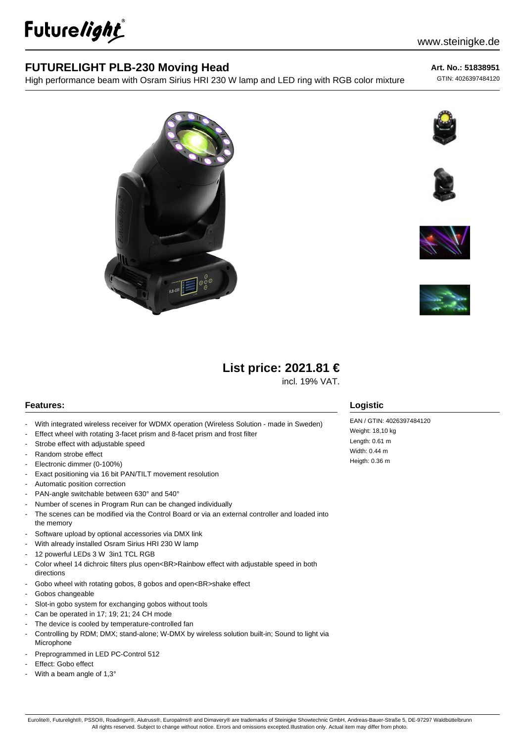Futurelight®

www.steinigke.de

# FUTURELIGHT PLB-230 Moving Head

High performance beam with Osram Sirius HRI 230 W lamp and LED ring with RGB color mixture

**Art. No.: 51838951**

GTIN: 4026397484120

**List price: 2021.81 €**

incl. 19% VAT.

## Features:

- With integrated wireless receiver for WDMX operation (Wireless Solution - made in Sweden)
- Effect wheel with rotating 3-facet prism and 8-facet prism and frost filter
- Strobe effect with adjustable speed
- Random strobe effect
- Electronic dimmer (0-100%)
- Exact positioning via 16 bit PAN/TILT movement resolution
- Automatic position correction
- PAN-angle switchable between 630° and 540°
- Number of scenes in Program Run can be changed individually
- The scenes can be modified via the Control Board or via an external controller and loaded into the memory
- Software upload by optional accessories via DMX link
- With already installed Osram Sirius HRI 230 W lamp
- 12 powerful LEDs 3 W 3in1 TCL RGB
- Color wheel 14 dichroic filters plus open<BR>Rainbow effect with adjustable speed in both directions
- Gobo wheel with rotating gobos, 8 gobos and open<BR>shake effect
- Gobos changeable
- Slot-in gobo system for exchanging gobos without tools
- Can be operated in 17; 19; 21; 24 CH mode
- The device is cooled by temperature-controlled fan
- Controlling by RDM; DMX; stand-alone; W-DMX by wireless solution built-in; Sound to light via Microphone
- Preprogrammed in LED PC-Control 512
- Effect: Gobo effect
- With a beam angle of 1,3°

## Logistic

EAN / GTIN: 4026397484120

Weight: 18,10 kg

Length: 0.61 m

Width: 0.44 m

Heigth: 0.36 m

Eurolite®, Futurelight®, PSSO®, Roadinger®, Alutruss®, Europalms® and Dimavery® are trademarks of Steinigke Showtechnic GmbH, Andreas-Bauer-Straße 5, DE-97297 Waldbüttelbrunn
All rights reserved. Subject to change without notice. Errors and omissions excepted.Illustration only. Actual item may differ from photo.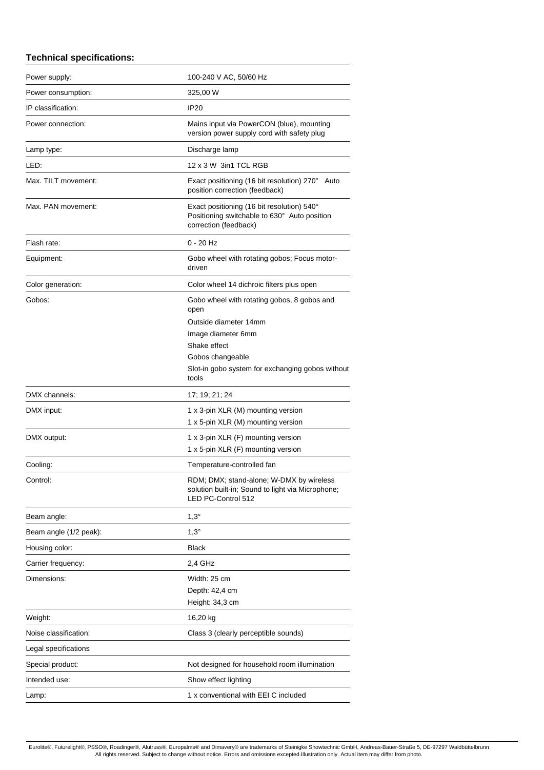**Technical specifications:**

| | |
|---|---|
| Power supply: | 100-240 V AC, 50/60 Hz |
| Power consumption: | 325,00 W |
| IP classification: | IP20 |
| Power connection: | Mains input via PowerCON (blue), mounting version power supply cord with safety plug |
| Lamp type: | Discharge lamp |
| LED: | 12 x 3 W 3in1 TCL RGB |
| Max. TILT movement: | Exact positioning (16 bit resolution) 270° Auto position correction (feedback) |
| Max. PAN movement: | Exact positioning (16 bit resolution) 540° Positioning switchable to 630° Auto position correction (feedback) |
| Flash rate: | 0 - 20 Hz |
| Equipment: | Gobo wheel with rotating gobos; Focus motor-driven |
| Color generation: | Color wheel 14 dichroic filters plus open |
| Gobos: | Gobo wheel with rotating gobos, 8 gobos and open<br>Outside diameter 14mm<br>Image diameter 6mm<br>Shake effect<br>Gobos changeable<br>Slot-in gobo system for exchanging gobos without tools |
| DMX channels: | 17; 19; 21; 24 |
| DMX input: | 1 x 3-pin XLR (M) mounting version<br>1 x 5-pin XLR (M) mounting version |
| DMX output: | 1 x 3-pin XLR (F) mounting version<br>1 x 5-pin XLR (F) mounting version |
| Cooling: | Temperature-controlled fan |
| Control: | RDM; DMX; stand-alone; W-DMX by wireless solution built-in; Sound to light via Microphone; LED PC-Control 512 |
| Beam angle: | 1,3° |
| Beam angle (1/2 peak): | 1,3° |
| Housing color: | Black |
| Carrier frequency: | 2,4 GHz |
| Dimensions: | Width: 25 cm<br>Depth: 42,4 cm<br>Height: 34,3 cm |
| Weight: | 16,20 kg |
| Noise classification: | Class 3 (clearly perceptible sounds) |
| Legal specifications | |
| Special product: | Not designed for household room illumination |
| Intended use: | Show effect lighting |
| Lamp: | 1 x conventional with EEI C included |

Eurolite®, Futurelight®, PSSO®, Roadinger®, Alutruss®, Europalms® and Dimavery® are trademarks of Steinigke Showtechnic GmbH, Andreas-Bauer-Straße 5, DE-97297 Waldbüttelbrunn
All rights reserved. Subject to change without notice. Errors and omissions excepted.Illustration only. Actual item may differ from photo.